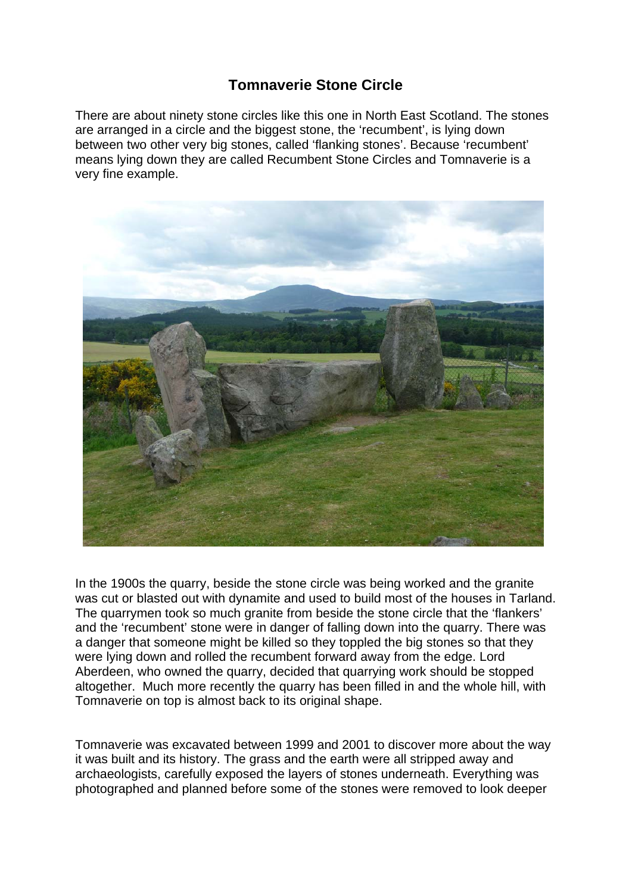# Tomnaverie Stone Circle

There are about ninety stone circles like this one in North East Scotland. The stones are arranged in a circle and the biggest stone, the 'recumbent', is lying down between two other very big stones, called 'flanking stones'. Because 'recumbent' means lying down they are called Recumbent Stone Circles and Tomnaverie is a very fine example.

In the 1900s the quarry, beside the stone circle was being worked and the granite was cut or blasted out with dynamite and used to build most of the houses in Tarland. The quarrymen took so much granite from beside the stone circle that the 'flankers' and the 'recumbent' stone were in danger of falling down into the quarry. There was a danger that someone might be killed so they toppled the big stones so that they were lying down and rolled the recumbent forward away from the edge. Lord Aberdeen, who owned the quarry, decided that quarrying work should be stopped altogether. Much more recently the quarry has been filled in and the whole hill, with Tomnaverie on top is almost back to its original shape.

Tomnaverie was excavated between 1999 and 2001 to discover more about the way it was built and its history. The grass and the earth were all stripped away and archaeologists, carefully exposed the layers of stones underneath. Everything was photographed and planned before some of the stones were removed to look deeper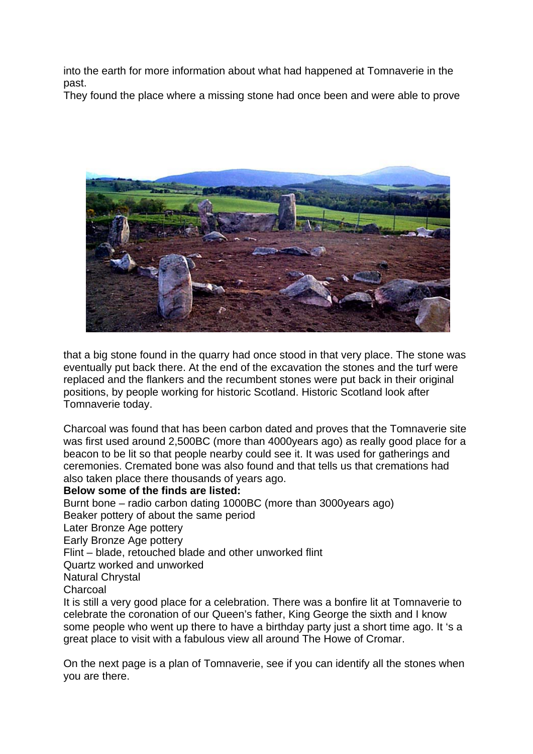into the earth for more information about what had happened at Tomnaverie in the past.
They found the place where a missing stone had once been and were able to prove

that a big stone found in the quarry had once stood in that very place. The stone was eventually put back there. At the end of the excavation the stones and the turf were replaced and the flankers and the recumbent stones were put back in their original positions, by people working for historic Scotland. Historic Scotland look after Tomnaverie today.

Charcoal was found that has been carbon dated and proves that the Tomnaverie site was first used around 2,500BC (more than 4000years ago) as really good place for a beacon to be lit so that people nearby could see it. It was used for gatherings and ceremonies. Cremated bone was also found and that tells us that cremations had also taken place there thousands of years ago.

**Below some of the finds are listed:**

Burnt bone – radio carbon dating 1000BC (more than 3000years ago)
Beaker pottery of about the same period
Later Bronze Age pottery
Early Bronze Age pottery
Flint – blade, retouched blade and other unworked flint
Quartz worked and unworked
Natural Chrystal
Charcoal

It is still a very good place for a celebration. There was a bonfire lit at Tomnaverie to celebrate the coronation of our Queen's father, King George the sixth and I know some people who went up there to have a birthday party just a short time ago. It 's a great place to visit with a fabulous view all around The Howe of Cromar.

On the next page is a plan of Tomnaverie, see if you can identify all the stones when you are there.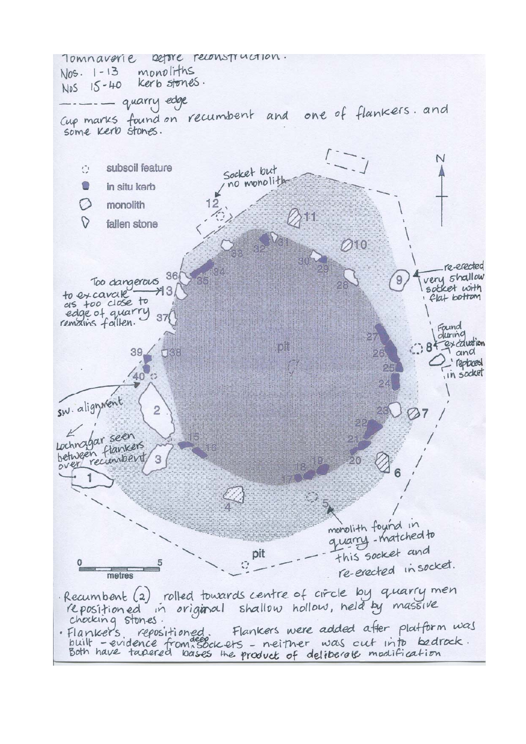Tomnaverie before reconstruction.

Nos. 1-13 monoliths

Nos 15-40 kerb stones.

—·—·— quarry edge

Cup marks found on recumbent and one of flankers. and some kerb stones.

subsoil feature

in situ kerb

monolith

fallen stone

N

Socket but no monolith

12

11

10

9

re-erected very shallow socket with flat bottom

Too dangerous to excavate as too close to edge of quarry remains fallen.

13

36

35

34

33

32

31

30

29

28

37

Found during excavation and replaced in socket

8

27

26

25

24

pit

39

38

40

sw. alignment

Lochnagar seen between flankers over recumbent

2

23

7

22

21

20

3

15

16

1

19

18

17

6

4

5

monolith found in quarry - matched to this socket and re-erected in socket.

pit

0

5

metres

· Recumbent (2) rolled towards centre of circle by quarry men repositioned in original shallow hollow, held by massive chocking stones.

· Flankers repositioned. Flankers were added after platform was built - evidence from deep sockets - neither was cut into bedrock. Both have tapered bases the product of deliberate modification